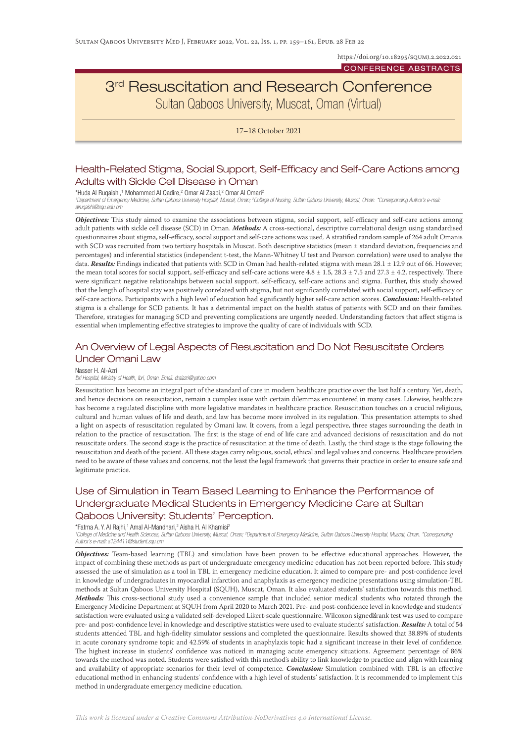https://doi.org/10.18295/squmj.2.2022.021

CONFERENCE ABSTRACTS

# 3rd Resuscitation and Research Conference

Sultan Qaboos University, Muscat, Oman (Virtual)

17–18 October 2021

## Health-Related Stigma, Social Support, Self-Efficacy and Self-Care Actions among Adults with Sickle Cell Disease in Oman

*Huda Al Ruqaishi,[1] Mohammed Al Qadire,[2] Omar Al Zaabi,[2] Omar Al Omari[2]

*[1]Department of Emergency Medicine, Sultan Qaboos University Hospital, Muscat, Oman; [2]College of Nursing, Sultan Qaboos University, Muscat, Oman. *Corresponding Author's e-mail: alruqaishi@squ.edu.om*

***Objectives:*** This study aimed to examine the associations between stigma, social support, self-efficacy and self-care actions among adult patients with sickle cell disease (SCD) in Oman. ***Methods:*** A cross-sectional, descriptive correlational design using standardised questionnaires about stigma, self-efficacy, social support and self-care actions was used. A stratified random sample of 264 adult Omanis with SCD was recruited from two tertiary hospitals in Muscat. Both descriptive statistics (mean ± standard deviation, frequencies and percentages) and inferential statistics (independent t-test, the Mann-Whitney U test and Pearson correlation) were used to analyse the data. ***Results:*** Findings indicated that patients with SCD in Oman had health-related stigma with mean 28.1 ± 12.9 out of 66. However, the mean total scores for social support, self-efficacy and self-care actions were 4.8 ± 1.5, 28.3 ± 7.5 and 27.3 ± 4.2, respectively. There were significant negative relationships between social support, self-efficacy, self-care actions and stigma. Further, this study showed that the length of hospital stay was positively correlated with stigma, but not significantly correlated with social support, self-efficacy or self-care actions. Participants with a high level of education had significantly higher self-care action scores. ***Conclusion:*** Health-related stigma is a challenge for SCD patients. It has a detrimental impact on the health status of patients with SCD and on their families. Therefore, strategies for managing SCD and preventing complications are urgently needed. Understanding factors that affect stigma is essential when implementing effective strategies to improve the quality of care of individuals with SCD.

## An Overview of Legal Aspects of Resuscitation and Do Not Resuscitate Orders Under Omani Law

Nasser H. Al-Azri

*Ibri Hospital, Ministry of Health, Ibri, Oman. Email: dralazri@yahoo.com*

Resuscitation has become an integral part of the standard of care in modern healthcare practice over the last half a century. Yet, death, and hence decisions on resuscitation, remain a complex issue with certain dilemmas encountered in many cases. Likewise, healthcare has become a regulated discipline with more legislative mandates in healthcare practice. Resuscitation touches on a crucial religious, cultural and human values of life and death, and law has become more involved in its regulation. This presentation attempts to shed a light on aspects of resuscitation regulated by Omani law. It covers, from a legal perspective, three stages surrounding the death in relation to the practice of resuscitation. The first is the stage of end of life care and advanced decisions of resuscitation and do not resuscitate orders. The second stage is the practice of resuscitation at the time of death. Lastly, the third stage is the stage following the resuscitation and death of the patient. All these stages carry religious, social, ethical and legal values and concerns. Healthcare providers need to be aware of these values and concerns, not the least the legal framework that governs their practice in order to ensure safe and legitimate practice.

## Use of Simulation in Team Based Learning to Enhance the Performance of Undergraduate Medical Students in Emergency Medicine Care at Sultan Qaboos University: Students' Perception.

*Fatma A. Y. Al Rajhi,[1] Amal Al-Mandhari,[2] Aisha H. Al Khamisi[2]

*[1]College of Medicine and Health Sciences, Sultan Qaboos University, Muscat, Oman; [2]Department of Emergency Medicine, Sultan Qaboos University Hospital, Muscat, Oman. *Corresponding Author's e-mail: s124411@student.squ.om*

***Objectives:*** Team-based learning (TBL) and simulation have been proven to be effective educational approaches. However, the impact of combining these methods as part of undergraduate emergency medicine education has not been reported before. This study assessed the use of simulation as a tool in TBL in emergency medicine education. It aimed to compare pre- and post-confidence level in knowledge of undergraduates in myocardial infarction and anaphylaxis as emergency medicine presentations using simulation-TBL methods at Sultan Qaboos University Hospital (SQUH), Muscat, Oman. It also evaluated students' satisfaction towards this method. ***Methods:*** This cross-sectional study used a convenience sample that included senior medical students who rotated through the Emergency Medicine Department at SQUH from April 2020 to March 2021. Pre- and post-confidence level in knowledge and students' satisfaction were evaluated using a validated self-developed Likert-scale questionnaire. Wilcoxon signed rank test was used to compare pre- and post-confidence level in knowledge and descriptive statistics were used to evaluate students' satisfaction. ***Results:*** A total of 54 students attended TBL and high-fidelity simulator sessions and completed the questionnaire. Results showed that 38.89% of students in acute coronary syndrome topic and 42.59% of students in anaphylaxis topic had a significant increase in their level of confidence. The highest increase in students' confidence was noticed in managing acute emergency situations. Agreement percentage of 86% towards the method was noted. Students were satisfied with this method's ability to link knowledge to practice and align with learning and availability of appropriate scenarios for their level of competence. ***Conclusion:*** Simulation combined with TBL is an effective educational method in enhancing students' confidence with a high level of students' satisfaction. It is recommended to implement this method in undergraduate emergency medicine education.

*This work is licensed under a Creative Commons Attribution-NoDerivatives 4.0 International License.*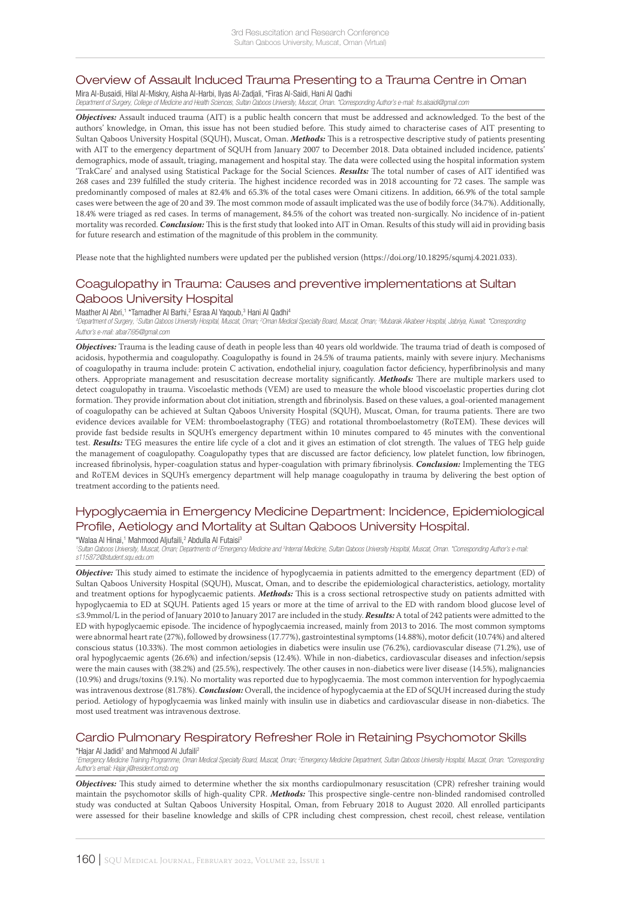## Overview of Assault Induced Trauma Presenting to a Trauma Centre in Oman

Mira Al-Busaidi, Hilal Al-Miskry, Aisha Al-Harbi, Ilyas Al-Zadjali, *Firas Al-Saidi, Hani Al Qadhi

*Department of Surgery, College of Medicine and Health Sciences, Sultan Qaboos University, Muscat, Oman. *Corresponding Author's e-mail: frs.alsaidi@gmail.com*

***Objectives:*** Assault induced trauma (AIT) is a public health concern that must be addressed and acknowledged. To the best of the authors' knowledge, in Oman, this issue has not been studied before. This study aimed to characterise cases of AIT presenting to Sultan Qaboos University Hospital (SQUH), Muscat, Oman. ***Methods:*** This is a retrospective descriptive study of patients presenting with AIT to the emergency department of SQUH from January 2007 to December 2018. Data obtained included incidence, patients' demographics, mode of assault, triaging, management and hospital stay. The data were collected using the hospital information system 'TrakCare' and analysed using Statistical Package for the Social Sciences. ***Results:*** The total number of cases of AIT identified was 268 cases and 239 fulfilled the study criteria. The highest incidence recorded was in 2018 accounting for 72 cases. The sample was predominantly composed of males at 82.4% and 65.3% of the total cases were Omani citizens. In addition, 66.9% of the total sample cases were between the age of 20 and 39. The most common mode of assault implicated was the use of bodily force (34.7%). Additionally, 18.4% were triaged as red cases. In terms of management, 84.5% of the cohort was treated non-surgically. No incidence of in-patient mortality was recorded. ***Conclusion:*** This is the first study that looked into AIT in Oman. Results of this study will aid in providing basis for future research and estimation of the magnitude of this problem in the community.

Please note that the highlighted numbers were updated per the published version (https://doi.org/10.18295/squmj.4.2021.033).

## Coagulopathy in Trauma: Causes and preventive implementations at Sultan Qaboos University Hospital

Maather Al Abri,[1] *Tamadher Al Barhi,[2] Esraa Al Yaqoub,[3] Hani Al Qadhi[4]

*[4]Department of Surgery, [1]Sultan Qaboos University Hospital, Muscat, Oman; [2]Oman Medical Specialty Board, Muscat, Oman; [3]Mubarak Alkabeer Hospital, Jabriya, Kuwait. *Corresponding Author's e-mail: albar7i95@gmail.com*

***Objectives:*** Trauma is the leading cause of death in people less than 40 years old worldwide. The trauma triad of death is composed of acidosis, hypothermia and coagulopathy. Coagulopathy is found in 24.5% of trauma patients, mainly with severe injury. Mechanisms of coagulopathy in trauma include: protein C activation, endothelial injury, coagulation factor deficiency, hyperfibrinolysis and many others. Appropriate management and resuscitation decrease mortality significantly. ***Methods:*** There are multiple markers used to detect coagulopathy in trauma. Viscoelastic methods (VEM) are used to measure the whole blood viscoelastic properties during clot formation. They provide information about clot initiation, strength and fibrinolysis. Based on these values, a goal-oriented management of coagulopathy can be achieved at Sultan Qaboos University Hospital (SQUH), Muscat, Oman, for trauma patients. There are two evidence devices available for VEM: thromboelastography (TEG) and rotational thromboelastometry (RoTEM). These devices will provide fast bedside results in SQUH's emergency department within 10 minutes compared to 45 minutes with the conventional test. ***Results:*** TEG measures the entire life cycle of a clot and it gives an estimation of clot strength. The values of TEG help guide the management of coagulopathy. Coagulopathy types that are discussed are factor deficiency, low platelet function, low fibrinogen, increased fibrinolysis, hyper-coagulation status and hyper-coagulation with primary fibrinolysis. ***Conclusion:*** Implementing the TEG and RoTEM devices in SQUH's emergency department will help manage coagulopathy in trauma by delivering the best option of treatment according to the patients need.

## Hypoglycaemia in Emergency Medicine Department: Incidence, Epidemiological Profile, Aetiology and Mortality at Sultan Qaboos University Hospital.

*Walaa Al Hinai,[1] Mahmood Aljufaili,[2] Abdulla Al Futaisi[3]

*[1]Sultan Qaboos University, Muscat, Oman; Departments of [2]Emergency Medicine and [3]Internal Medicine, Sultan Qaboos University Hospital, Muscat, Oman. *Corresponding Author's e-mail: s115872@student.squ.edu.om*

***Objective:*** This study aimed to estimate the incidence of hypoglycaemia in patients admitted to the emergency department (ED) of Sultan Qaboos University Hospital (SQUH), Muscat, Oman, and to describe the epidemiological characteristics, aetiology, mortality and treatment options for hypoglycaemic patients. ***Methods:*** This is a cross sectional retrospective study on patients admitted with hypoglycaemia to ED at SQUH. Patients aged 15 years or more at the time of arrival to the ED with random blood glucose level of ≤3.9mmol/L in the period of January 2010 to January 2017 are included in the study. ***Results:*** A total of 242 patients were admitted to the ED with hypoglycaemic episode. The incidence of hypoglycaemia increased, mainly from 2013 to 2016. The most common symptoms were abnormal heart rate (27%), followed by drowsiness (17.77%), gastrointestinal symptoms (14.88%), motor deficit (10.74%) and altered conscious status (10.33%). The most common aetiologies in diabetics were insulin use (76.2%), cardiovascular disease (71.2%), use of oral hypoglycaemic agents (26.6%) and infection/sepsis (12.4%). While in non-diabetics, cardiovascular diseases and infection/sepsis were the main causes with (38.2%) and (25.5%), respectively. The other causes in non-diabetics were liver disease (14.5%), malignancies (10.9%) and drugs/toxins (9.1%). No mortality was reported due to hypoglycaemia. The most common intervention for hypoglycaemia was intravenous dextrose (81.78%). ***Conclusion:*** Overall, the incidence of hypoglycaemia at the ED of SQUH increased during the study period. Aetiology of hypoglycaemia was linked mainly with insulin use in diabetics and cardiovascular disease in non-diabetics. The most used treatment was intravenous dextrose.

## Cardio Pulmonary Respiratory Refresher Role in Retaining Psychomotor Skills

*Hajar Al Jadidi[1] and Mahmood Al Jufaili[2]

*[1]Emergency Medicine Training Programme, Oman Medical Specialty Board, Muscat, Oman; [2]Emergency Medicine Department, Sultan Qaboos University Hospital, Muscat, Oman. *Corresponding Author's email: Hajar.j@resident.omsb.org*

***Objectives:*** This study aimed to determine whether the six months cardiopulmonary resuscitation (CPR) refresher training would maintain the psychomotor skills of high-quality CPR. ***Methods:*** This prospective single-centre non-blinded randomised controlled study was conducted at Sultan Qaboos University Hospital, Oman, from February 2018 to August 2020. All enrolled participants were assessed for their baseline knowledge and skills of CPR including chest compression, chest recoil, chest release, ventilation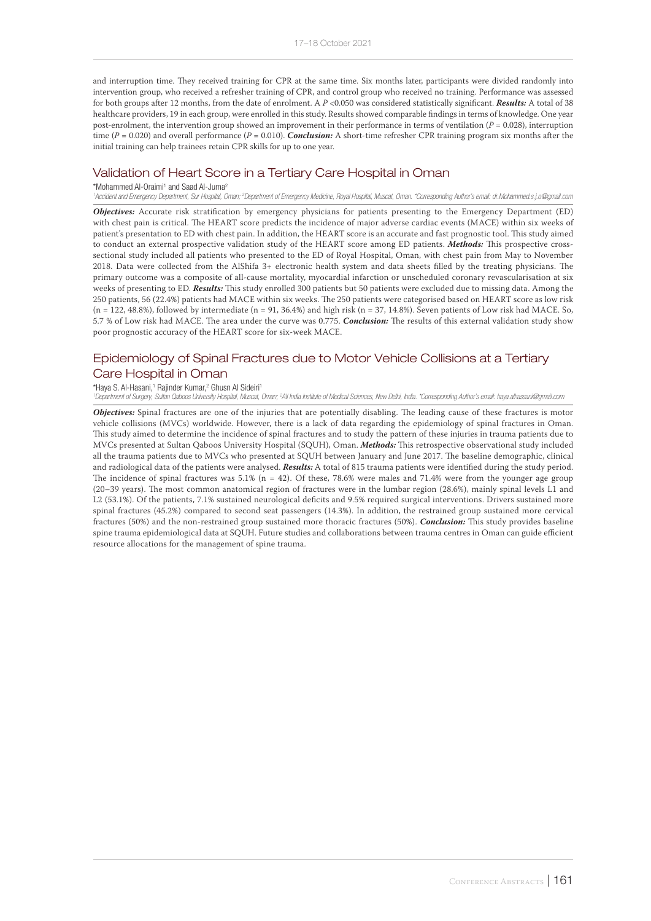and interruption time. They received training for CPR at the same time. Six months later, participants were divided randomly into intervention group, who received a refresher training of CPR, and control group who received no training. Performance was assessed for both groups after 12 months, from the date of enrolment. A $P$ <0.050 was considered statistically significant. ***Results:*** A total of 38 healthcare providers, 19 in each group, were enrolled in this study. Results showed comparable findings in terms of knowledge. One year post-enrolment, the intervention group showed an improvement in their performance in terms of ventilation ($P$ = 0.028), interruption time ($P$ = 0.020) and overall performance ($P$ = 0.010). ***Conclusion:*** A short-time refresher CPR training program six months after the initial training can help trainees retain CPR skills for up to one year.

## Validation of Heart Score in a Tertiary Care Hospital in Oman

*Mohammed Al-Oraimi[1] and Saad Al-Juma[2]

*[1]Accident and Emergency Department, Sur Hospital, Oman; [2]Department of Emergency Medicine, Royal Hospital, Muscat, Oman. *Corresponding Author's email: dr.Mohammed.s.j.o@gmail.com*

***Objectives:*** Accurate risk stratification by emergency physicians for patients presenting to the Emergency Department (ED) with chest pain is critical. The HEART score predicts the incidence of major adverse cardiac events (MACE) within six weeks of patient's presentation to ED with chest pain. In addition, the HEART score is an accurate and fast prognostic tool. This study aimed to conduct an external prospective validation study of the HEART score among ED patients. ***Methods:*** This prospective cross-sectional study included all patients who presented to the ED of Royal Hospital, Oman, with chest pain from May to November 2018. Data were collected from the AlShifa 3+ electronic health system and data sheets filled by the treating physicians. The primary outcome was a composite of all-cause mortality, myocardial infarction or unscheduled coronary revascularisation at six weeks of presenting to ED. ***Results:*** This study enrolled 300 patients but 50 patients were excluded due to missing data. Among the 250 patients, 56 (22.4%) patients had MACE within six weeks. The 250 patients were categorised based on HEART score as low risk (n = 122, 48.8%), followed by intermediate (n = 91, 36.4%) and high risk (n = 37, 14.8%). Seven patients of Low risk had MACE. So, 5.7 % of Low risk had MACE. The area under the curve was 0.775. ***Conclusion:*** The results of this external validation study show poor prognostic accuracy of the HEART score for six-week MACE.

## Epidemiology of Spinal Fractures due to Motor Vehicle Collisions at a Tertiary Care Hospital in Oman

*Haya S. Al-Hasani,[1] Rajinder Kumar,[2] Ghusn Al Sideiri[1]

*[1]Department of Surgery, Sultan Qaboos University Hospital, Muscat, Oman; [2]All India Institute of Medical Sciences, New Delhi, India. *Corresponding Author's email: haya.alhassani@gmail.com*

***Objectives:*** Spinal fractures are one of the injuries that are potentially disabling. The leading cause of these fractures is motor vehicle collisions (MVCs) worldwide. However, there is a lack of data regarding the epidemiology of spinal fractures in Oman. This study aimed to determine the incidence of spinal fractures and to study the pattern of these injuries in trauma patients due to MVCs presented at Sultan Qaboos University Hospital (SQUH), Oman. ***Methods:*** This retrospective observational study included all the trauma patients due to MVCs who presented at SQUH between January and June 2017. The baseline demographic, clinical and radiological data of the patients were analysed. ***Results:*** A total of 815 trauma patients were identified during the study period. The incidence of spinal fractures was 5.1% (n = 42). Of these, 78.6% were males and 71.4% were from the younger age group (20–39 years). The most common anatomical region of fractures were in the lumbar region (28.6%), mainly spinal levels L1 and L2 (53.1%). Of the patients, 7.1% sustained neurological deficits and 9.5% required surgical interventions. Drivers sustained more spinal fractures (45.2%) compared to second seat passengers (14.3%). In addition, the restrained group sustained more cervical fractures (50%) and the non-restrained group sustained more thoracic fractures (50%). ***Conclusion:*** This study provides baseline spine trauma epidemiological data at SQUH. Future studies and collaborations between trauma centres in Oman can guide efficient resource allocations for the management of spine trauma.